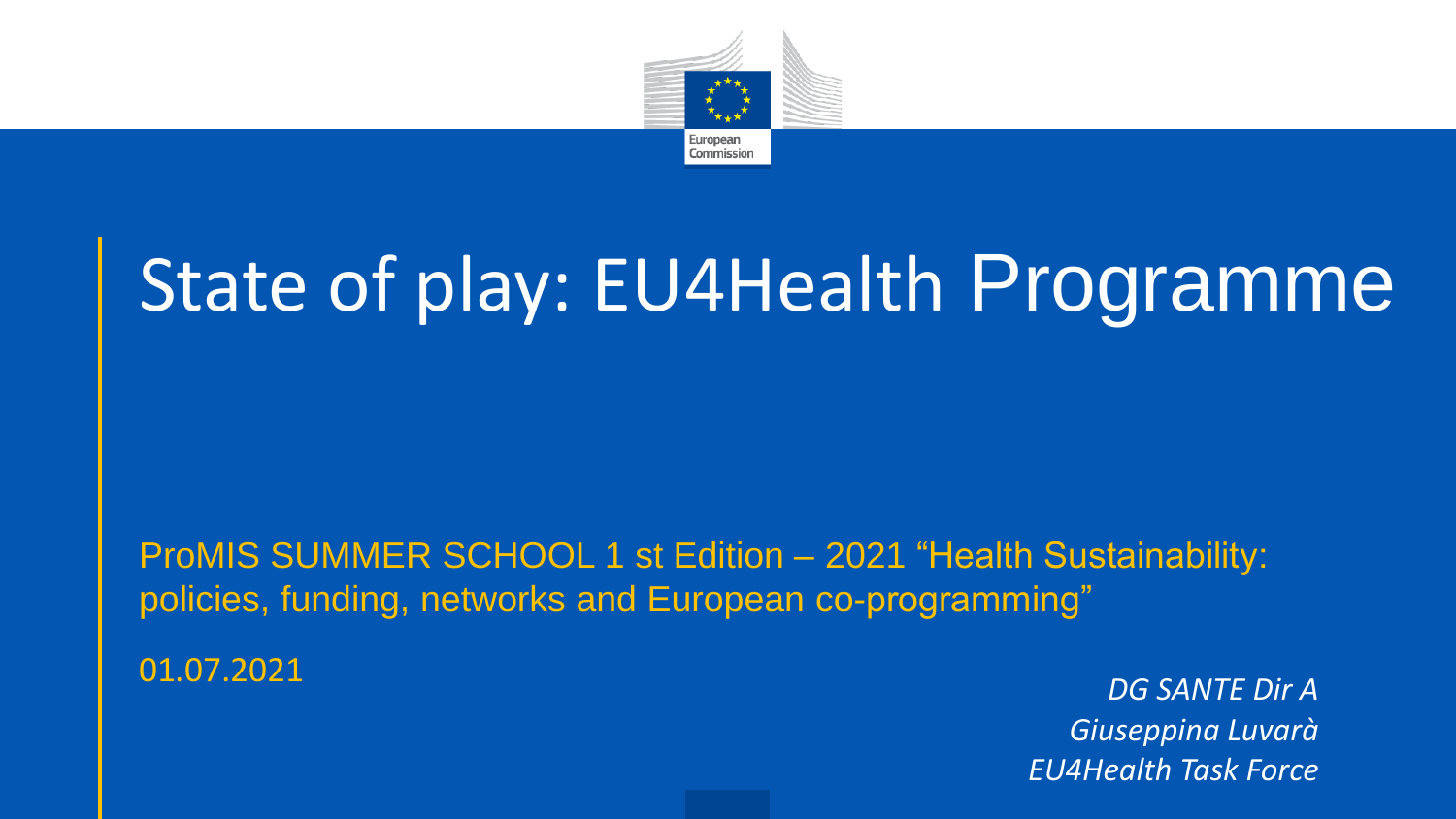# State of play: EU4Health Programme

ProMIS SUMMER SCHOOL 1 st Edition – 2021 "Health Sustainability: policies, funding, networks and European co-programming"

01.07.2021

*DG SANTE Dir A*
*Giuseppina Luvarà*
*EU4Health Task Force*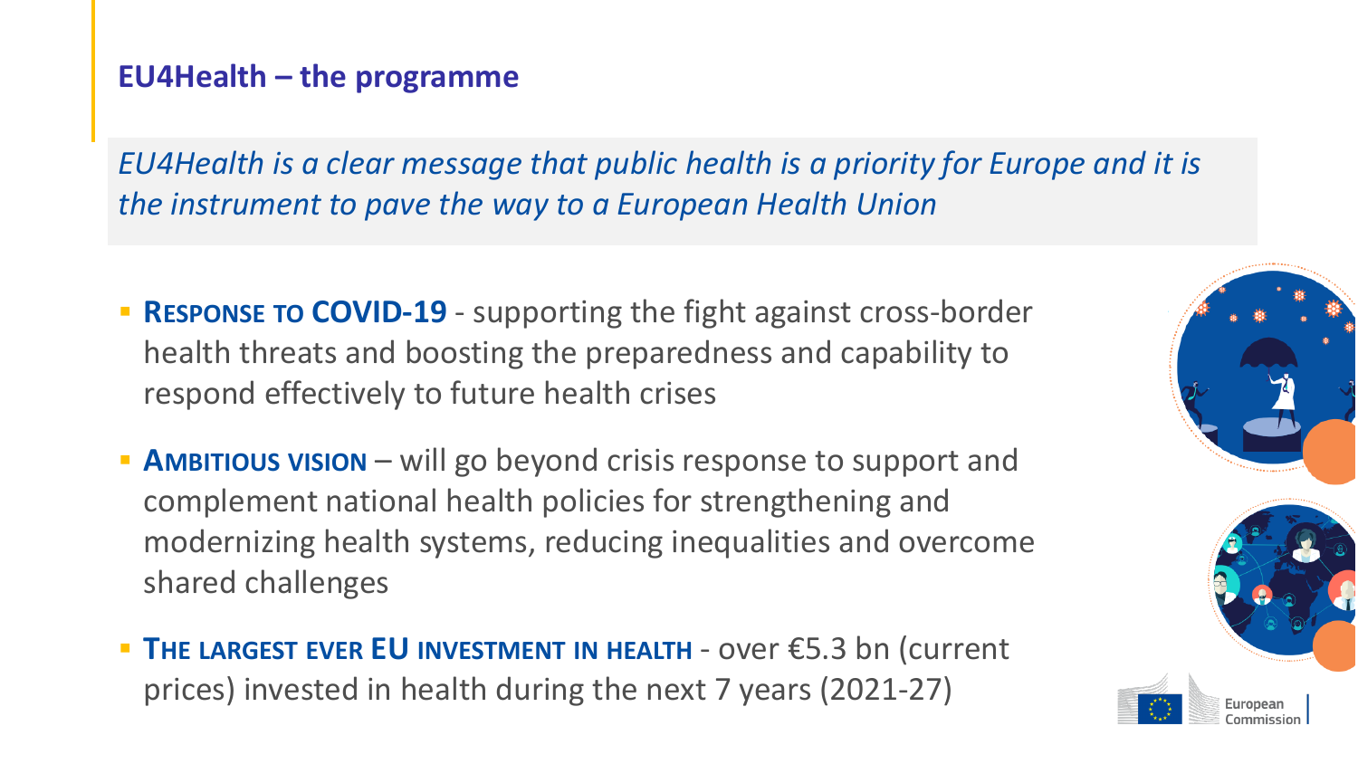## EU4Health – the programme

*EU4Health is a clear message that public health is a priority for Europe and it is the instrument to pave the way to a European Health Union*

- **RESPONSE TO COVID-19** - supporting the fight against cross-border health threats and boosting the preparedness and capability to respond effectively to future health crises
- **AMBITIOUS VISION** – will go beyond crisis response to support and complement national health policies for strengthening and modernizing health systems, reducing inequalities and overcome shared challenges
- **THE LARGEST EVER EU INVESTMENT IN HEALTH** - over €5.3 bn (current prices) invested in health during the next 7 years (2021-27)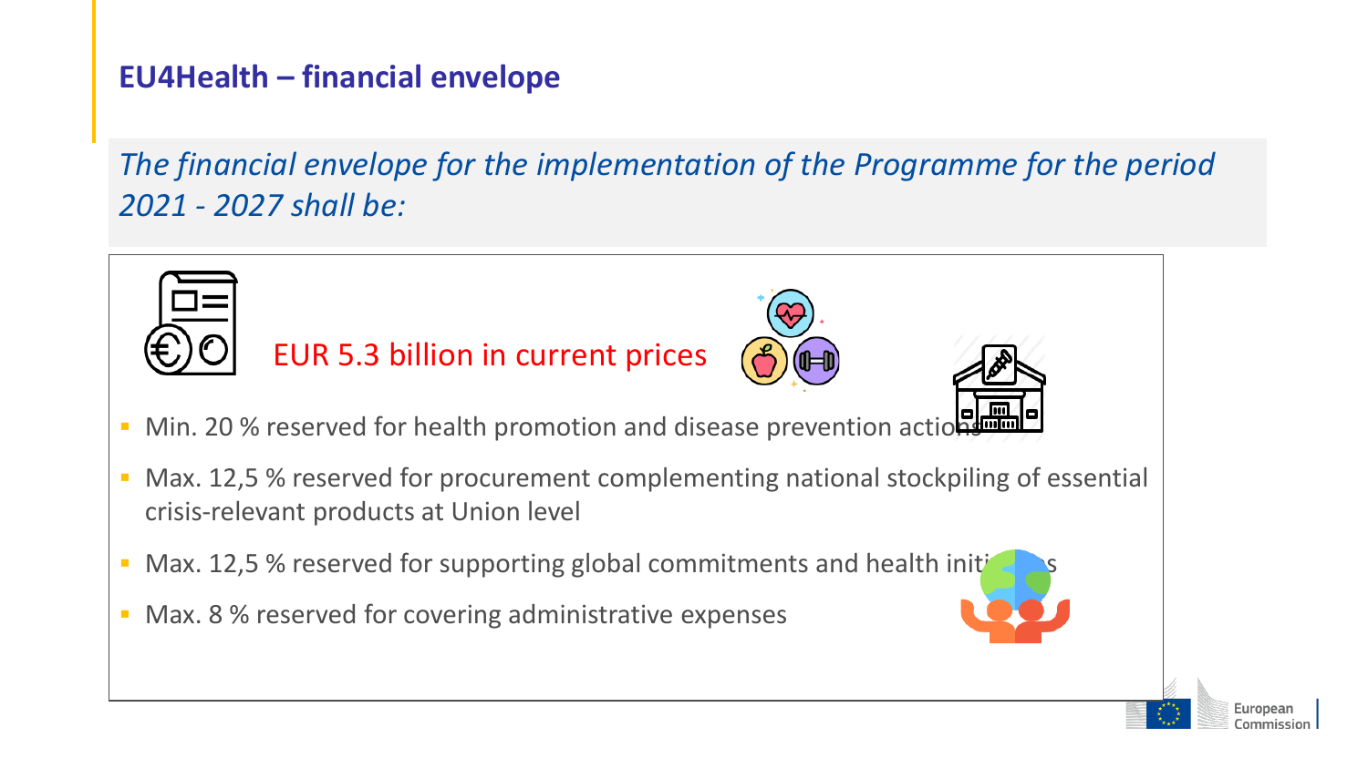## EU4Health – financial envelope

*The financial envelope for the implementation of the Programme for the period 2021 - 2027 shall be:*

EUR 5.3 billion in current prices

- Min. 20 % reserved for health promotion and disease prevention actions
- Max. 12,5 % reserved for procurement complementing national stockpiling of essential crisis-relevant products at Union level
- Max. 12,5 % reserved for supporting global commitments and health initiatives
- Max. 8 % reserved for covering administrative expenses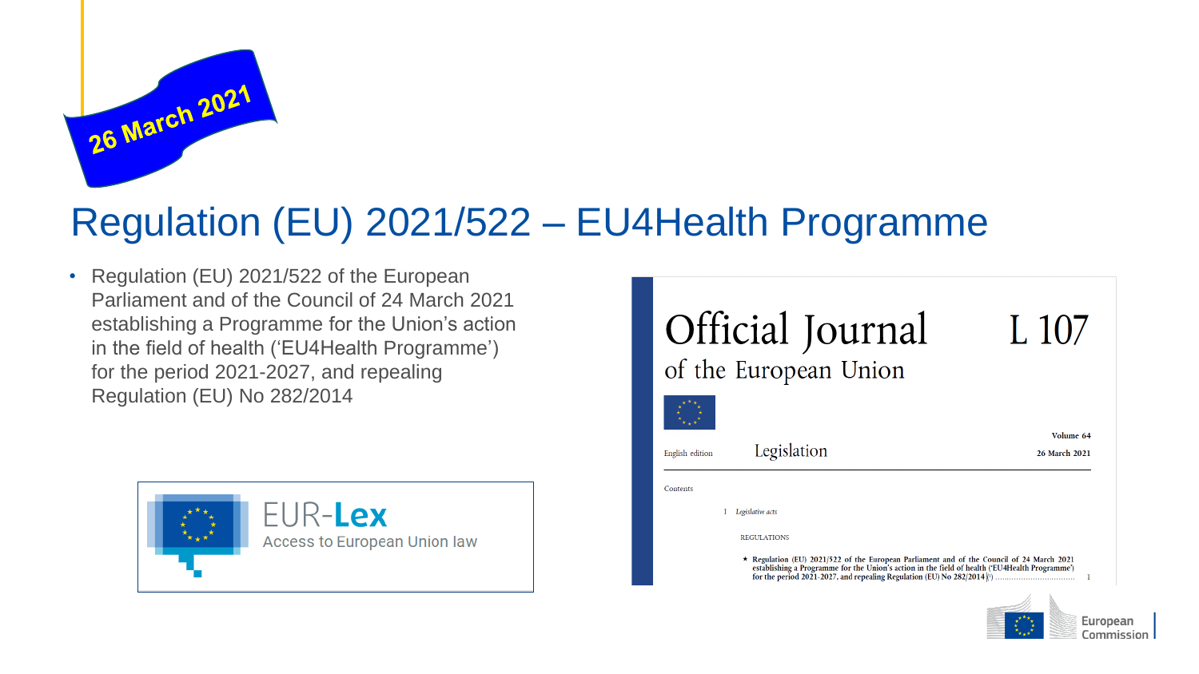26 March 2021

# Regulation (EU) 2021/522 – EU4Health Programme

- Regulation (EU) 2021/522 of the European Parliament and of the Council of 24 March 2021 establishing a Programme for the Union's action in the field of health ('EU4Health Programme') for the period 2021-2027, and repealing Regulation (EU) No 282/2014

EUR-Lex
Access to European Union law

Official Journal of the European Union L 107

English edition Legislation Volume 64 26 March 2021

Contents

I Legislative acts

REGULATIONS

★ Regulation (EU) 2021/522 of the European Parliament and of the Council of 24 March 2021 establishing a Programme for the Union's action in the field of health ('EU4Health Programme') for the period 2021-2027, and repealing Regulation (EU) No 282/2014 (¹) ................................ 1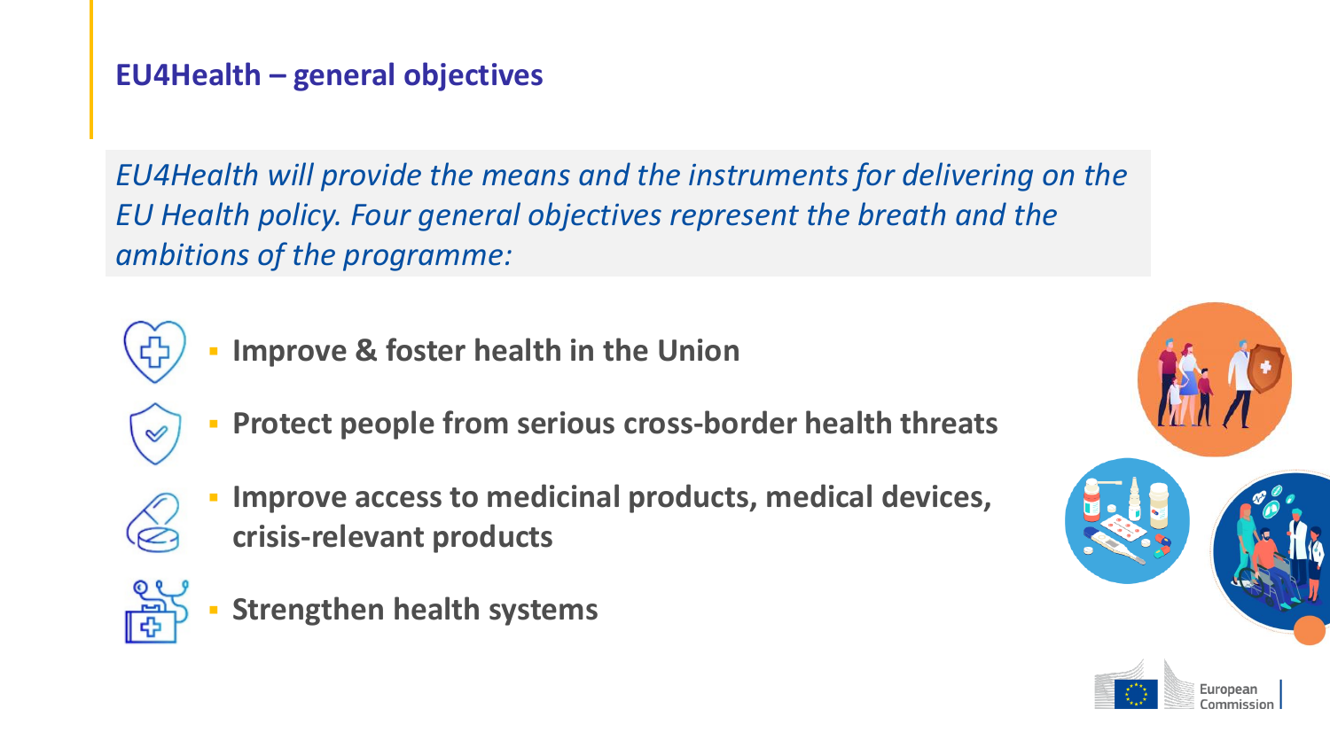## EU4Health – general objectives

*EU4Health will provide the means and the instruments for delivering on the EU Health policy. Four general objectives represent the breath and the ambitions of the programme:*

- **Improve & foster health in the Union**
- **Protect people from serious cross-border health threats**
- **Improve access to medicinal products, medical devices, crisis-relevant products**
- **Strengthen health systems**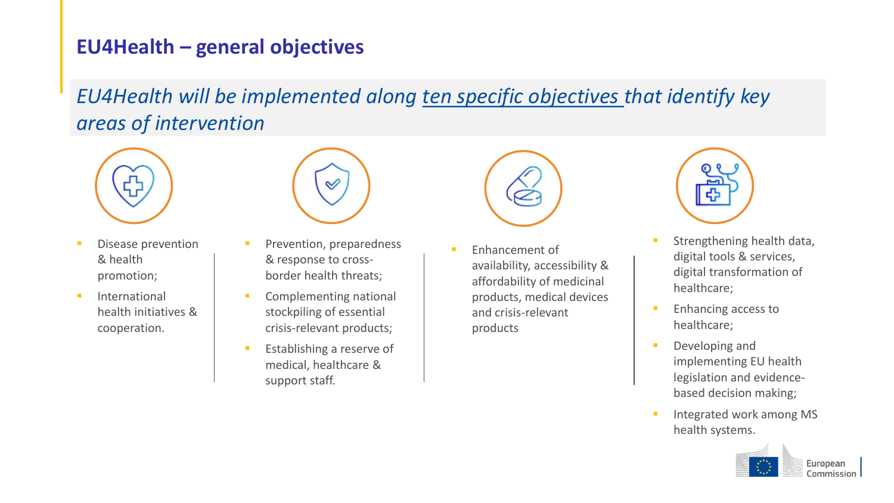## EU4Health – general objectives

*EU4Health will be implemented along ten specific objectives that identify key areas of intervention*

- Disease prevention & health promotion;
- International health initiatives & cooperation.

- Prevention, preparedness & response to cross-border health threats;
- Complementing national stockpiling of essential crisis-relevant products;
- Establishing a reserve of medical, healthcare & support staff.

- Enhancement of availability, accessibility & affordability of medicinal products, medical devices and crisis-relevant products

- Strengthening health data, digital tools & services, digital transformation of healthcare;
- Enhancing access to healthcare;
- Developing and implementing EU health legislation and evidence-based decision making;
- Integrated work among MS health systems.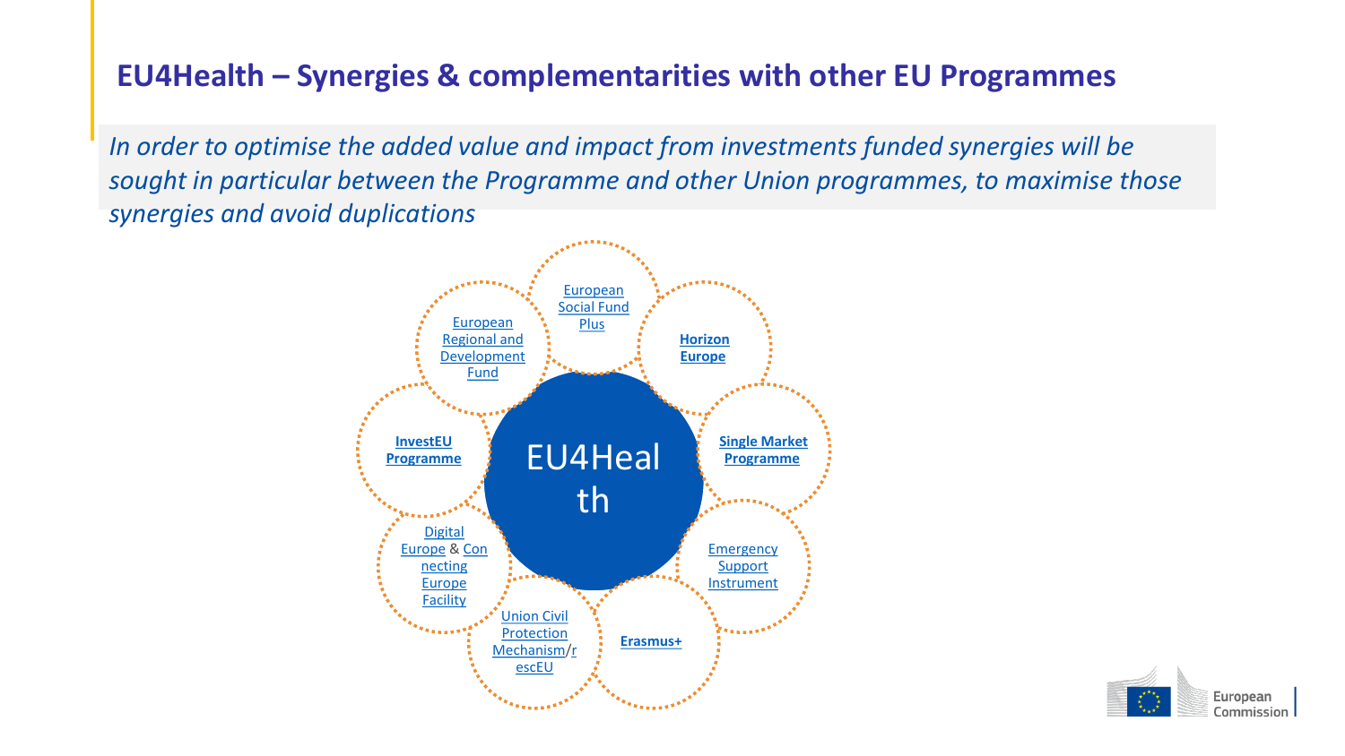## EU4Health – Synergies & complementarities with other EU Programmes

*In order to optimise the added value and impact from investments funded synergies will be sought in particular between the Programme and other Union programmes, to maximise those synergies and avoid duplications*

EU4Health

- European Social Fund Plus
- **Horizon Europe**
- **Single Market Programme**
- Emergency Support Instrument
- **Erasmus+**
- Union Civil Protection Mechanism/rescEU
- Digital Europe & Connecting Europe Facility
- **InvestEU Programme**
- European Regional and Development Fund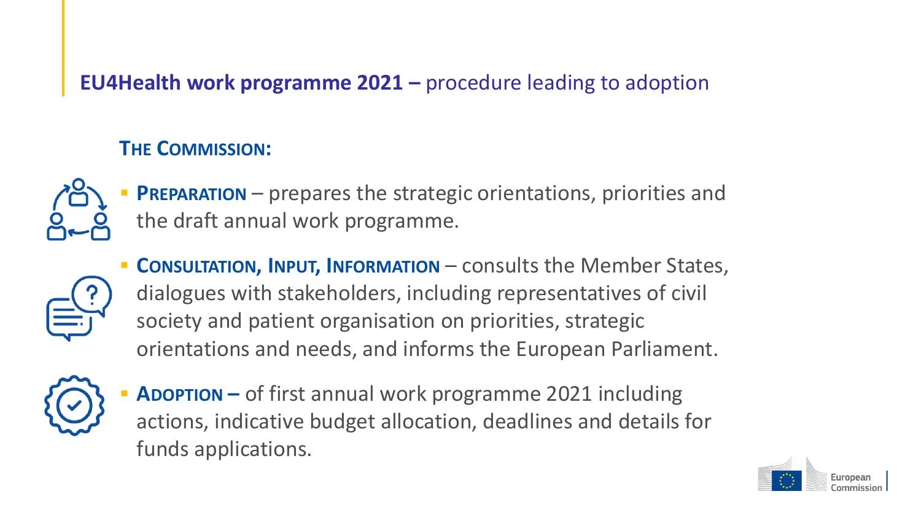## **EU4Health work programme 2021 –** procedure leading to adoption

### THE COMMISSION:

- **PREPARATION** – prepares the strategic orientations, priorities and the draft annual work programme.
- **CONSULTATION, INPUT, INFORMATION** – consults the Member States, dialogues with stakeholders, including representatives of civil society and patient organisation on priorities, strategic orientations and needs, and informs the European Parliament.
- **ADOPTION –** of first annual work programme 2021 including actions, indicative budget allocation, deadlines and details for funds applications.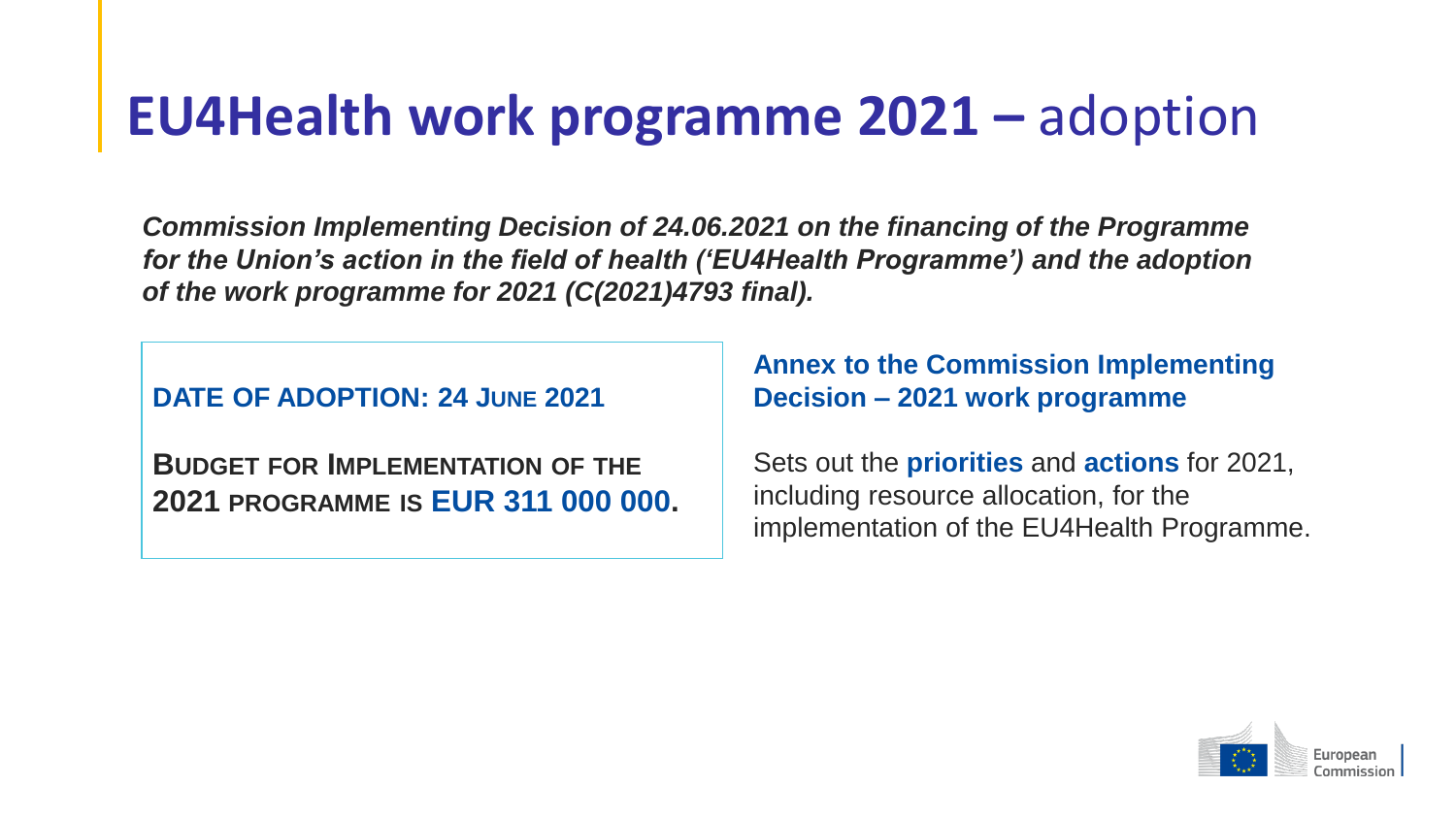# **EU4Health work programme 2021 –** adoption

***Commission Implementing Decision of 24.06.2021 on the financing of the Programme for the Union's action in the field of health ('EU4Health Programme') and the adoption of the work programme for 2021 (C(2021)4793 final).***

**DATE OF ADOPTION: 24 JUNE 2021**

**BUDGET FOR IMPLEMENTATION OF THE 2021 PROGRAMME IS EUR 311 000 000.**

**Annex to the Commission Implementing Decision – 2021 work programme**

Sets out the **priorities** and **actions** for 2021, including resource allocation, for the implementation of the EU4Health Programme.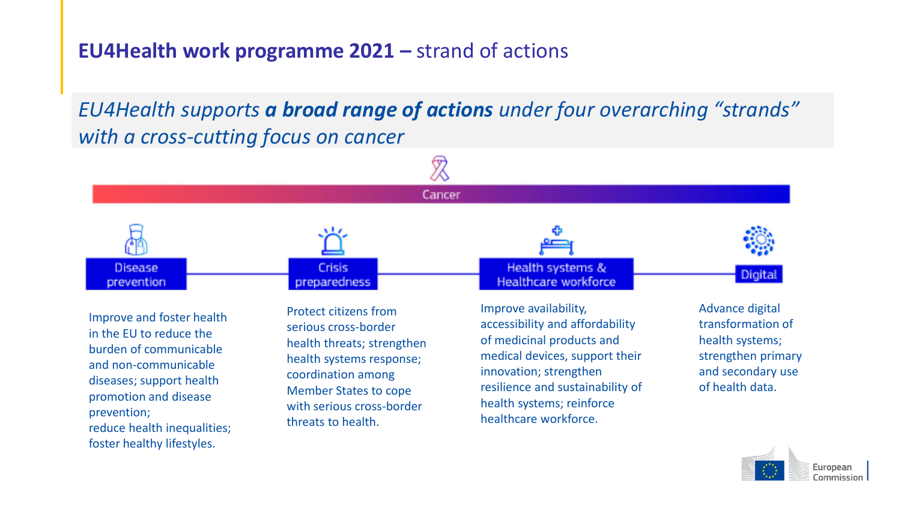## **EU4Health work programme 2021 –** strand of actions

*EU4Health supports **a broad range of actions** under four overarching "strands" with a cross-cutting focus on cancer*

Cancer

### Disease prevention

Improve and foster health in the EU to reduce the burden of communicable and non-communicable diseases; support health promotion and disease prevention;
reduce health inequalities;
foster healthy lifestyles.

### Crisis preparedness

Protect citizens from serious cross-border health threats; strengthen health systems response; coordination among Member States to cope with serious cross-border threats to health.

### Health systems & Healthcare workforce

Improve availability, accessibility and affordability of medicinal products and medical devices, support their innovation; strengthen resilience and sustainability of health systems; reinforce healthcare workforce.

### Digital

Advance digital transformation of health systems; strengthen primary and secondary use of health data.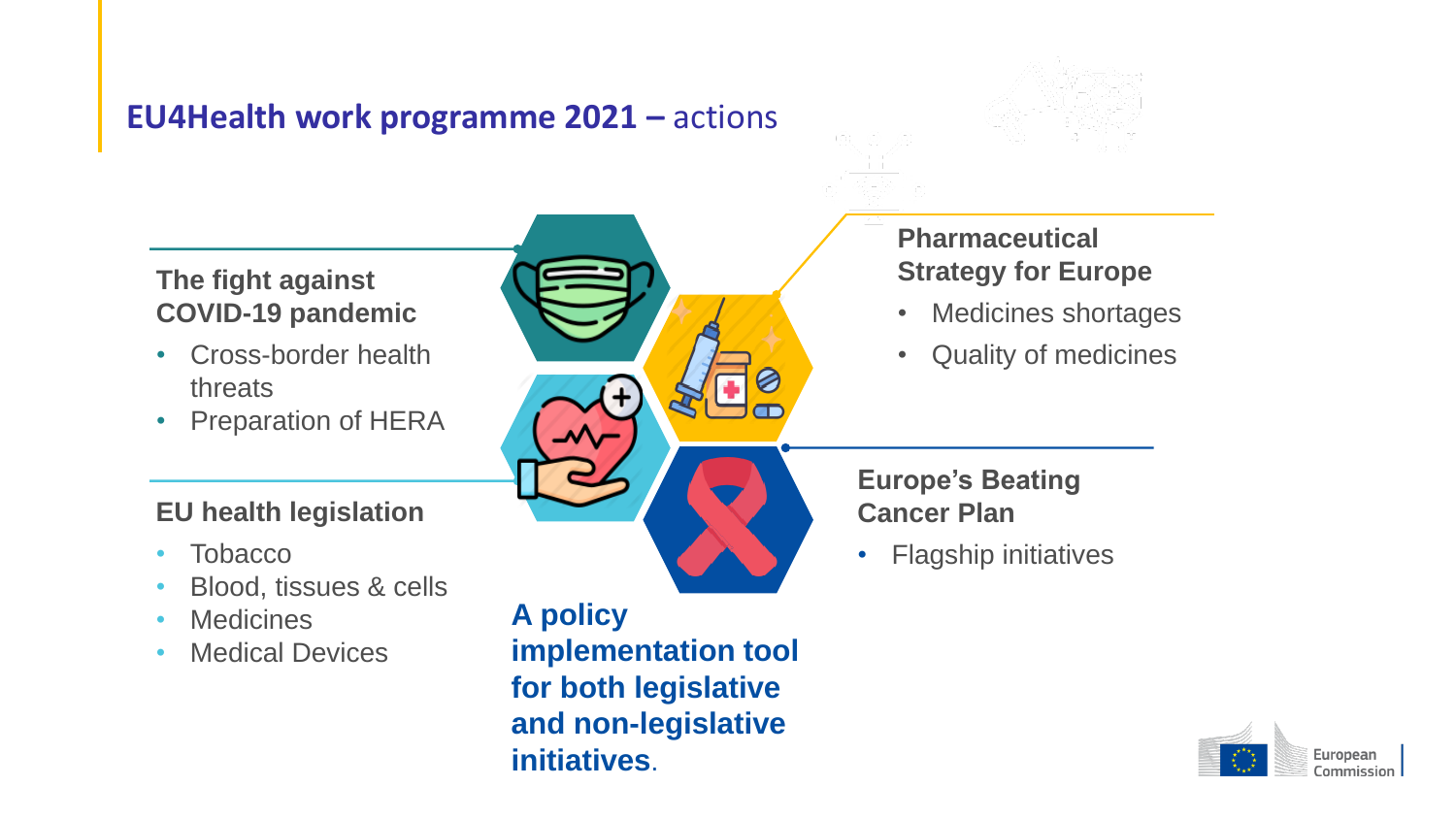# EU4Health work programme 2021 – actions

### The fight against COVID-19 pandemic

- Cross-border health threats
- Preparation of HERA

### EU health legislation

- Tobacco
- Blood, tissues & cells
- Medicines
- Medical Devices

### Pharmaceutical Strategy for Europe

- Medicines shortages
- Quality of medicines

### Europe's Beating Cancer Plan

- Flagship initiatives

**A policy implementation tool for both legislative and non-legislative initiatives**.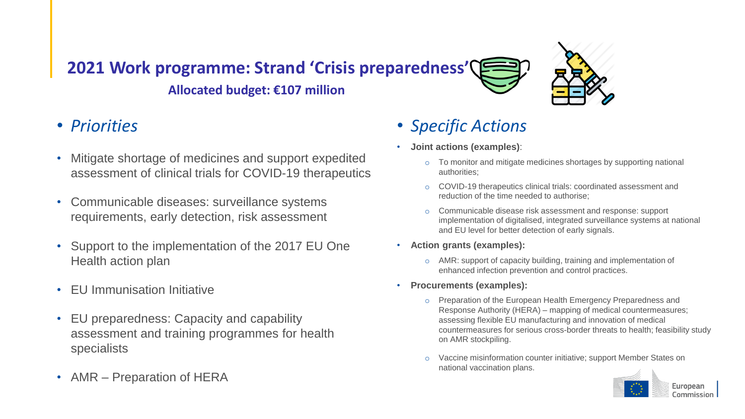## 2021 Work programme: Strand 'Crisis preparedness'

**Allocated budget: €107 million**

- *Priorities*

- Mitigate shortage of medicines and support expedited assessment of clinical trials for COVID-19 therapeutics
- Communicable diseases: surveillance systems requirements, early detection, risk assessment
- Support to the implementation of the 2017 EU One Health action plan
- EU Immunisation Initiative
- EU preparedness: Capacity and capability assessment and training programmes for health specialists
- AMR – Preparation of HERA

- *Specific Actions*

- **Joint actions (examples)**:
  - To monitor and mitigate medicines shortages by supporting national authorities;
  - COVID-19 therapeutics clinical trials: coordinated assessment and reduction of the time needed to authorise;
  - Communicable disease risk assessment and response: support implementation of digitalised, integrated surveillance systems at national and EU level for better detection of early signals.
- **Action grants (examples):**
  - AMR: support of capacity building, training and implementation of enhanced infection prevention and control practices.
- **Procurements (examples):**
  - Preparation of the European Health Emergency Preparedness and Response Authority (HERA) – mapping of medical countermeasures; assessing flexible EU manufacturing and innovation of medical countermeasures for serious cross-border threats to health; feasibility study on AMR stockpiling.
  - Vaccine misinformation counter initiative; support Member States on national vaccination plans.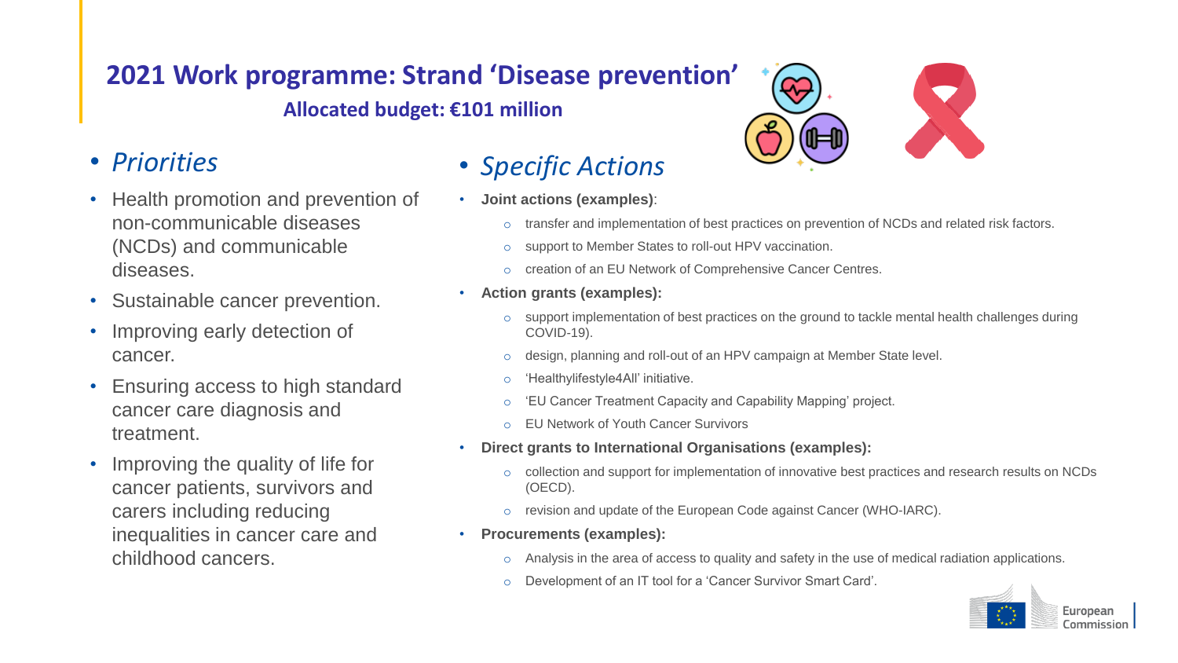# 2021 Work programme: Strand 'Disease prevention'

**Allocated budget: €101 million**

- *Priorities*
- Health promotion and prevention of non-communicable diseases (NCDs) and communicable diseases.
- Sustainable cancer prevention.
- Improving early detection of cancer.
- Ensuring access to high standard cancer care diagnosis and treatment.
- Improving the quality of life for cancer patients, survivors and carers including reducing inequalities in cancer care and childhood cancers.

- *Specific Actions*
- **Joint actions (examples)**:
  - transfer and implementation of best practices on prevention of NCDs and related risk factors.
  - support to Member States to roll-out HPV vaccination.
  - creation of an EU Network of Comprehensive Cancer Centres.
- **Action grants (examples):**
  - support implementation of best practices on the ground to tackle mental health challenges during COVID-19).
  - design, planning and roll-out of an HPV campaign at Member State level.
  - 'Healthylifestyle4All' initiative.
  - 'EU Cancer Treatment Capacity and Capability Mapping' project.
  - EU Network of Youth Cancer Survivors
- **Direct grants to International Organisations (examples):**
  - collection and support for implementation of innovative best practices and research results on NCDs (OECD).
  - revision and update of the European Code against Cancer (WHO-IARC).
- **Procurements (examples):**
  - Analysis in the area of access to quality and safety in the use of medical radiation applications.
  - Development of an IT tool for a 'Cancer Survivor Smart Card'.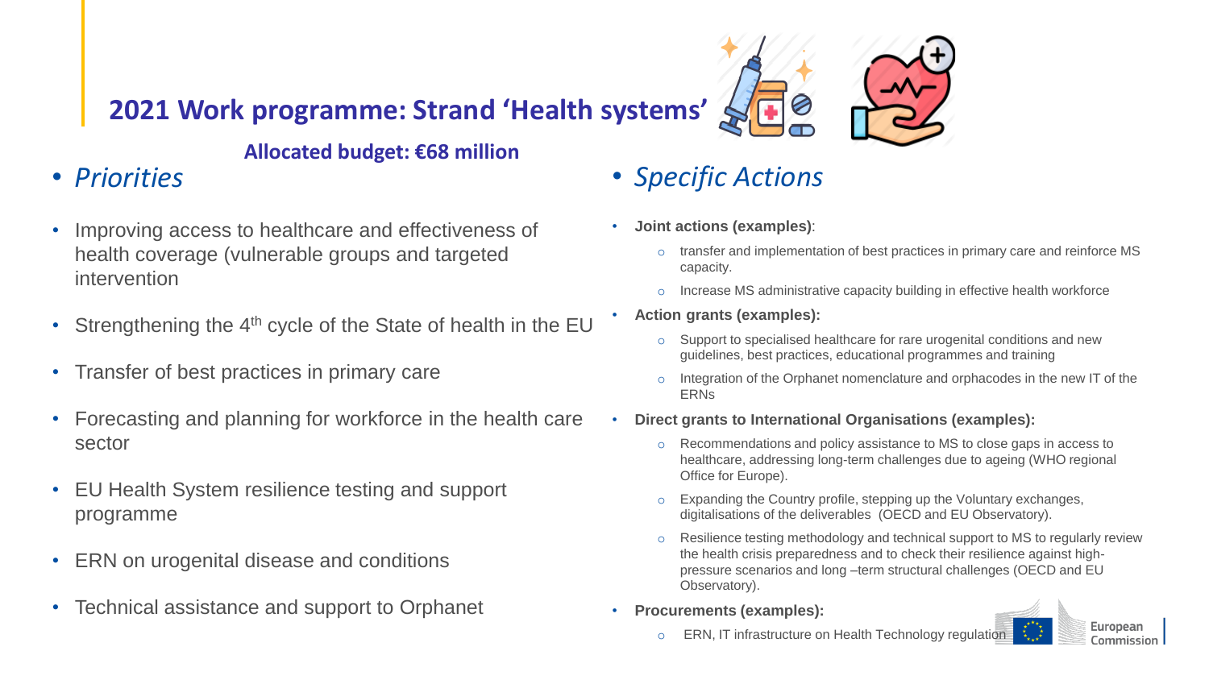# 2021 Work programme: Strand 'Health systems'

**Allocated budget: €68 million**

- *Priorities*

- Improving access to healthcare and effectiveness of health coverage (vulnerable groups and targeted intervention
- Strengthening the 4th cycle of the State of health in the EU
- Transfer of best practices in primary care
- Forecasting and planning for workforce in the health care sector
- EU Health System resilience testing and support programme
- ERN on urogenital disease and conditions
- Technical assistance and support to Orphanet

- *Specific Actions*

- **Joint actions (examples)**:
  - transfer and implementation of best practices in primary care and reinforce MS capacity.
  - Increase MS administrative capacity building in effective health workforce
- **Action grants (examples):**
  - Support to specialised healthcare for rare urogenital conditions and new guidelines, best practices, educational programmes and training
  - Integration of the Orphanet nomenclature and orphacodes in the new IT of the ERNs
- **Direct grants to International Organisations (examples):**
  - Recommendations and policy assistance to MS to close gaps in access to healthcare, addressing long-term challenges due to ageing (WHO regional Office for Europe).
  - Expanding the Country profile, stepping up the Voluntary exchanges, digitalisations of the deliverables (OECD and EU Observatory).
  - Resilience testing methodology and technical support to MS to regularly review the health crisis preparedness and to check their resilience against high-pressure scenarios and long –term structural challenges (OECD and EU Observatory).
- **Procurements (examples):**
  - ERN, IT infrastructure on Health Technology regulation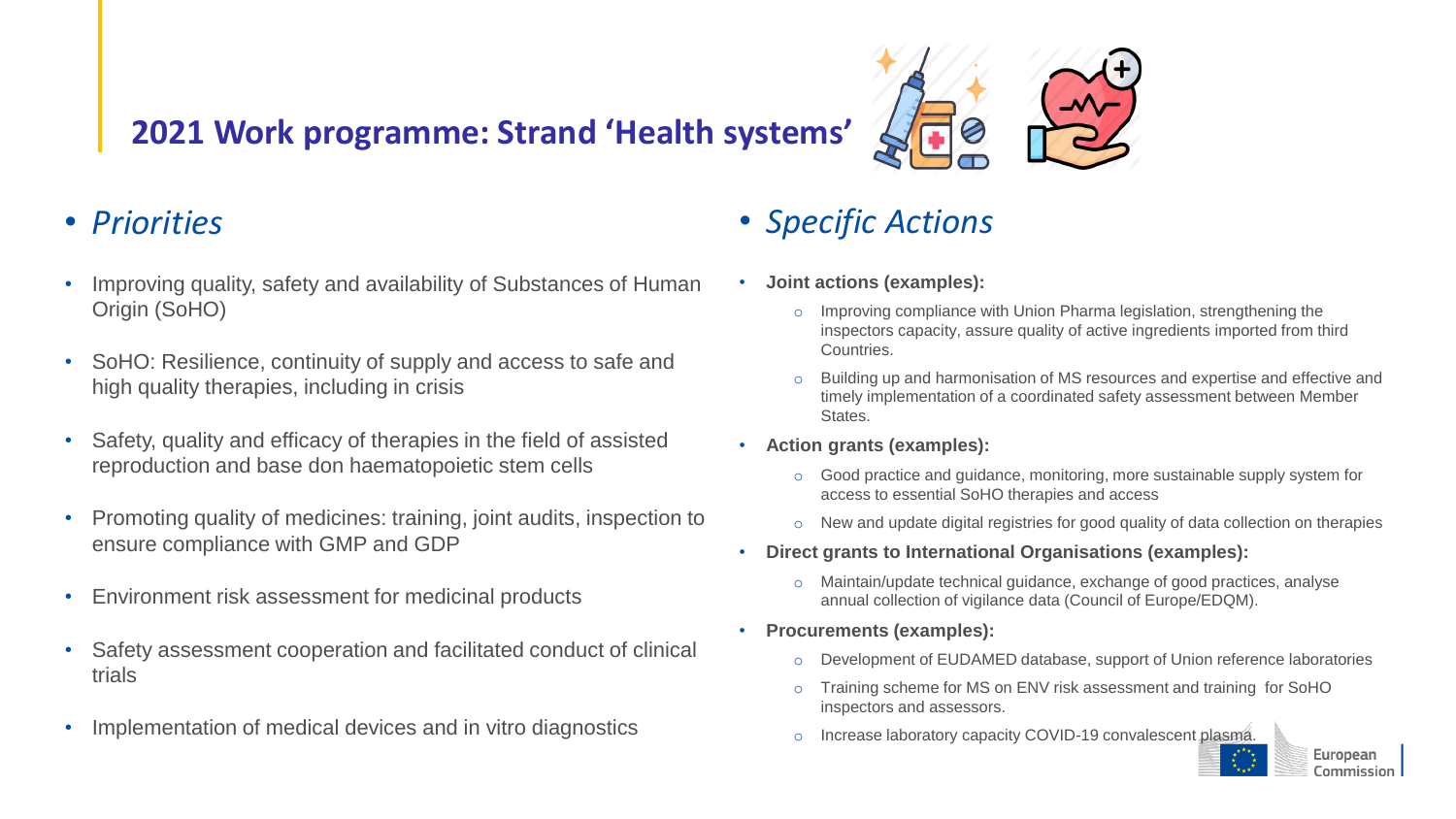# 2021 Work programme: Strand 'Health systems'

- *Priorities*

- Improving quality, safety and availability of Substances of Human Origin (SoHO)
- SoHO: Resilience, continuity of supply and access to safe and high quality therapies, including in crisis
- Safety, quality and efficacy of therapies in the field of assisted reproduction and base don haematopoietic stem cells
- Promoting quality of medicines: training, joint audits, inspection to ensure compliance with GMP and GDP
- Environment risk assessment for medicinal products
- Safety assessment cooperation and facilitated conduct of clinical trials
- Implementation of medical devices and in vitro diagnostics

- *Specific Actions*

- **Joint actions (examples):**
  - Improving compliance with Union Pharma legislation, strengthening the inspectors capacity, assure quality of active ingredients imported from third Countries.
  - Building up and harmonisation of MS resources and expertise and effective and timely implementation of a coordinated safety assessment between Member States.
- **Action grants (examples):**
  - Good practice and guidance, monitoring, more sustainable supply system for access to essential SoHO therapies and access
  - New and update digital registries for good quality of data collection on therapies
- **Direct grants to International Organisations (examples):**
  - Maintain/update technical guidance, exchange of good practices, analyse annual collection of vigilance data (Council of Europe/EDQM).
- **Procurements (examples):**
  - Development of EUDAMED database, support of Union reference laboratories
  - Training scheme for MS on ENV risk assessment and training for SoHO inspectors and assessors.
  - Increase laboratory capacity COVID-19 convalescent plasma.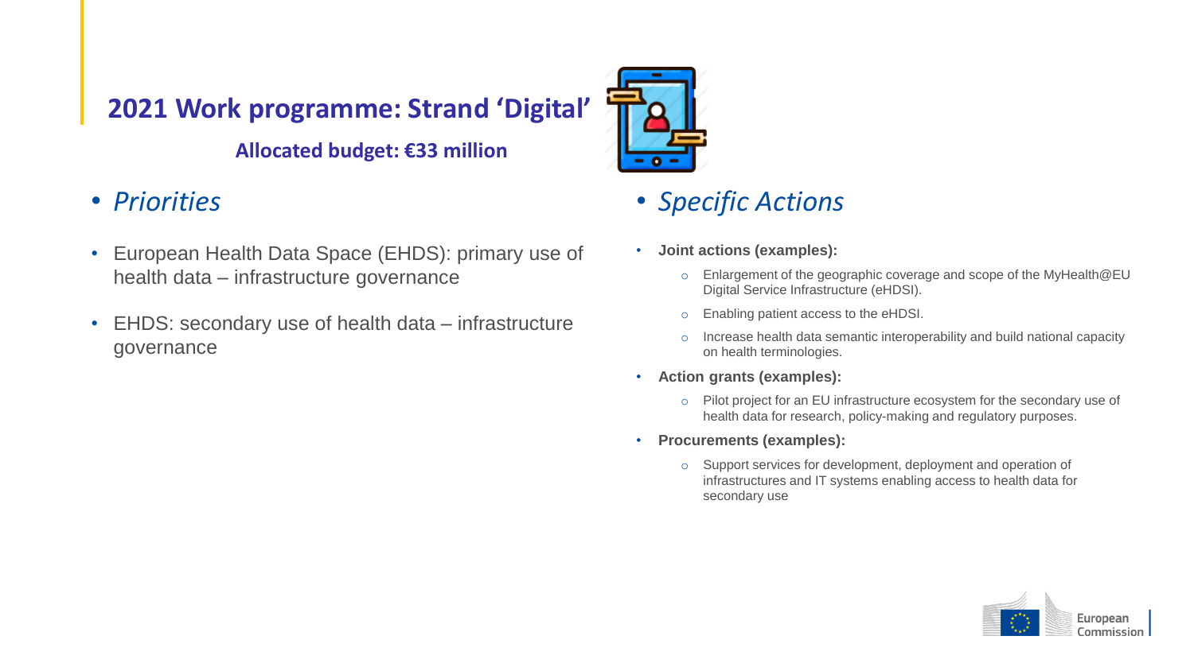# 2021 Work programme: Strand 'Digital'

**Allocated budget: €33 million**

- *Priorities*

- European Health Data Space (EHDS): primary use of health data – infrastructure governance
- EHDS: secondary use of health data – infrastructure governance

- *Specific Actions*

- **Joint actions (examples):**
  - Enlargement of the geographic coverage and scope of the MyHealth@EU Digital Service Infrastructure (eHDSI).
  - Enabling patient access to the eHDSI.
  - Increase health data semantic interoperability and build national capacity on health terminologies.
- **Action grants (examples):**
  - Pilot project for an EU infrastructure ecosystem for the secondary use of health data for research, policy-making and regulatory purposes.
- **Procurements (examples):**
  - Support services for development, deployment and operation of infrastructures and IT systems enabling access to health data for secondary use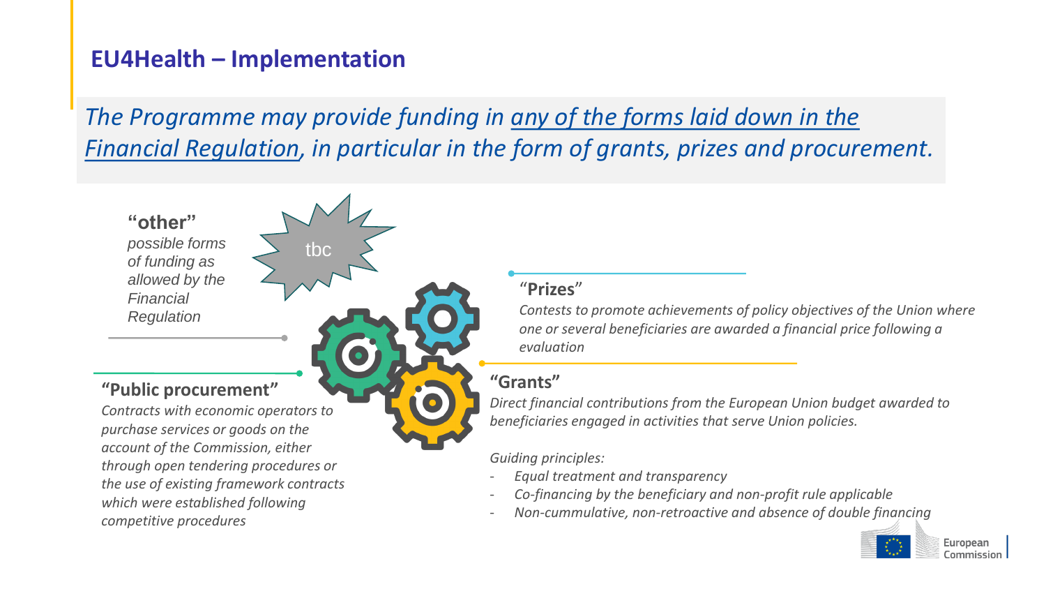## EU4Health – Implementation

*The Programme may provide funding in any of the forms laid down in the Financial Regulation, in particular in the form of grants, prizes and procurement.*

**"other"**
*possible forms of funding as allowed by the Financial Regulation*

tbc

**"Prizes"**
*Contests to promote achievements of policy objectives of the Union where one or several beneficiaries are awarded a financial price following a evaluation*

**"Public procurement"**
*Contracts with economic operators to purchase services or goods on the account of the Commission, either through open tendering procedures or the use of existing framework contracts which were established following competitive procedures*

**"Grants"**
*Direct financial contributions from the European Union budget awarded to beneficiaries engaged in activities that serve Union policies.*

*Guiding principles:*

- *Equal treatment and transparency*
- *Co-financing by the beneficiary and non-profit rule applicable*
- *Non-cummulative, non-retroactive and absence of double financing*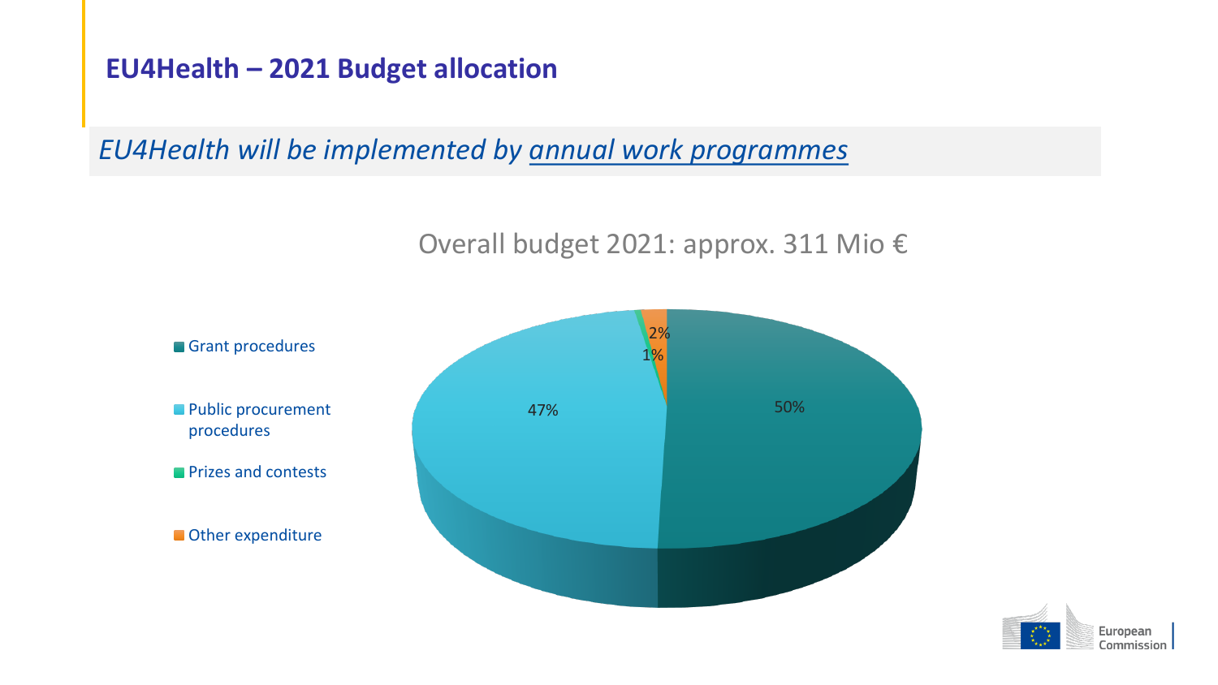## EU4Health – 2021 Budget allocation

*EU4Health will be implemented by annual work programmes*

Overall budget 2021: approx. 311 Mio €

| Category | Share |
|---|---|
| Grant procedures | 50% |
| Public procurement procedures | 47% |
| Prizes and contests | 1% |
| Other expenditure | 2% |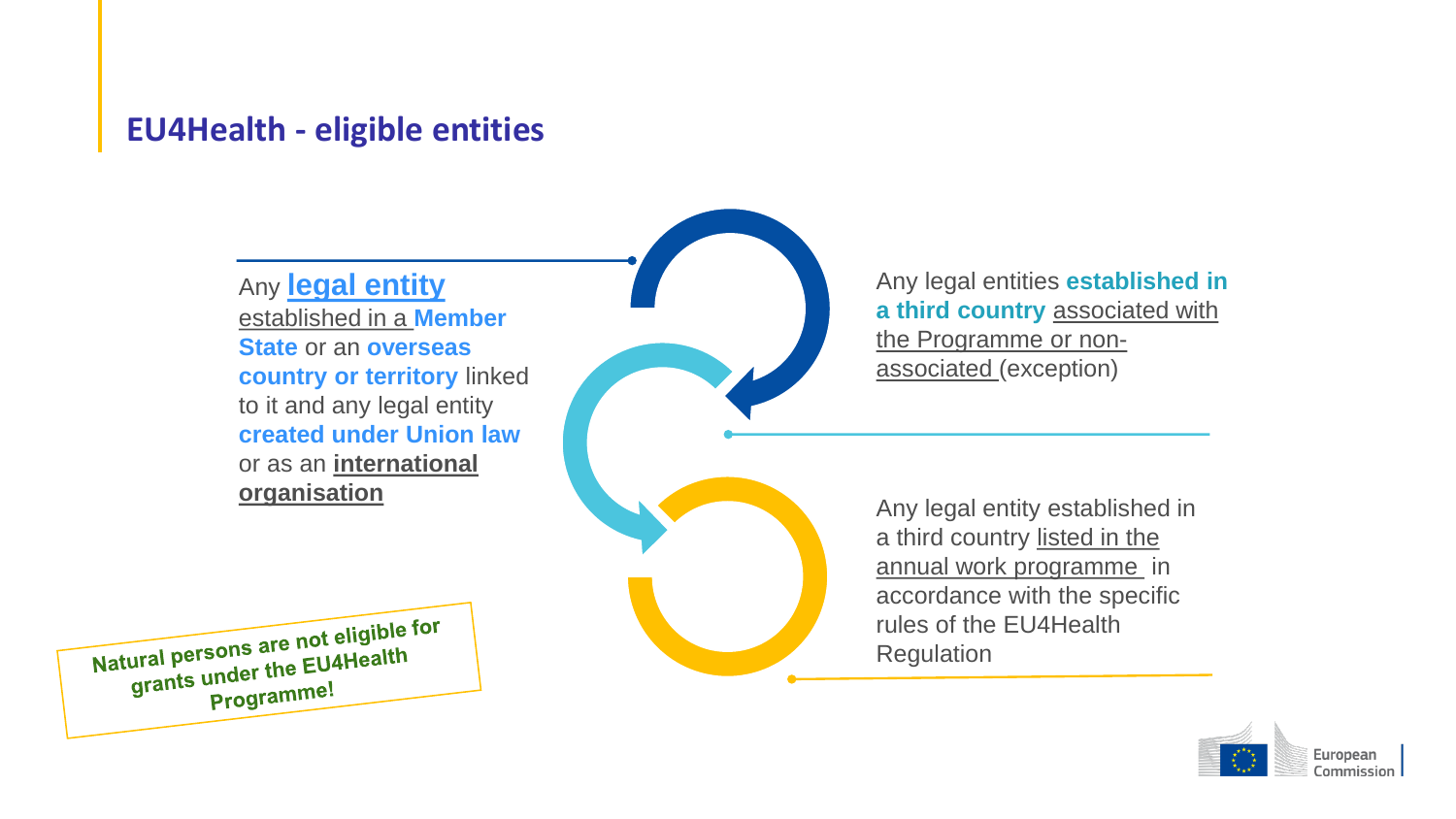## EU4Health - eligible entities

Any **legal entity** established in a **Member State** or an **overseas country or territory** linked to it and any legal entity **created under Union law** or as an **international organisation**

Any legal entities **established in a third country** associated with the Programme or non-associated (exception)

Any legal entity established in a third country listed in the annual work programme in accordance with the specific rules of the EU4Health Regulation

**Natural persons are not eligible for grants under the EU4Health Programme!**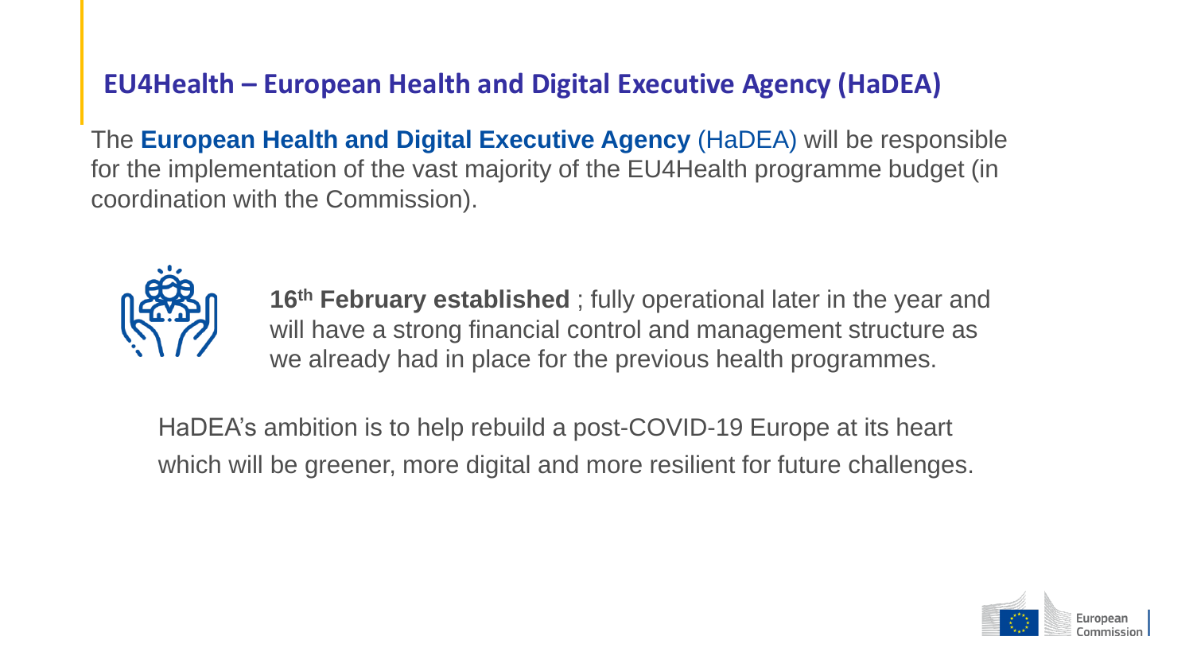## EU4Health – European Health and Digital Executive Agency (HaDEA)

The **European Health and Digital Executive Agency** (HaDEA) will be responsible for the implementation of the vast majority of the EU4Health programme budget (in coordination with the Commission).

**16th February established** ; fully operational later in the year and will have a strong financial control and management structure as we already had in place for the previous health programmes.

HaDEA's ambition is to help rebuild a post-COVID-19 Europe at its heart which will be greener, more digital and more resilient for future challenges.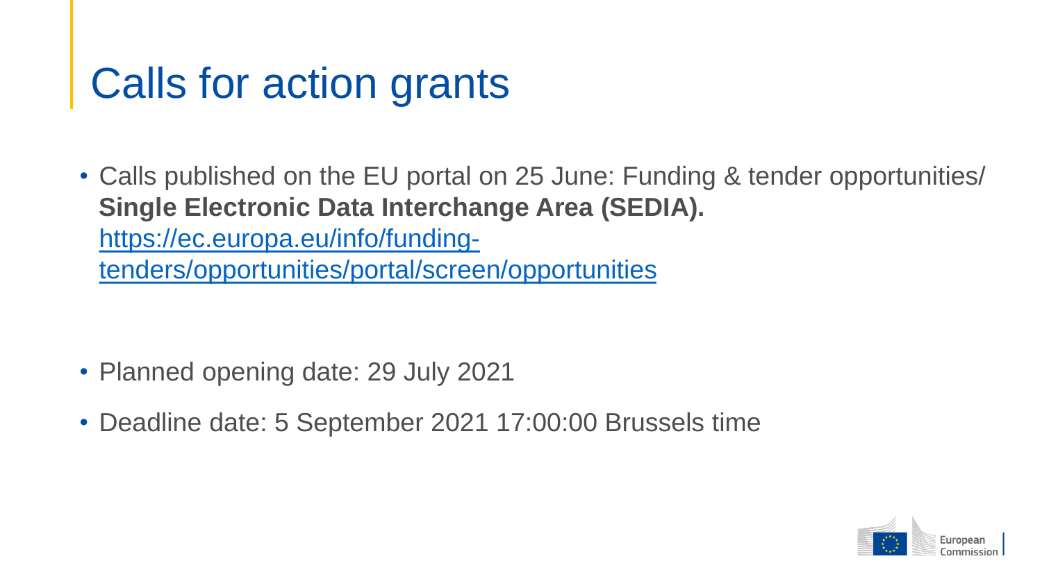# Calls for action grants

- Calls published on the EU portal on 25 June: Funding & tender opportunities/ **Single Electronic Data Interchange Area (SEDIA).** [https://ec.europa.eu/info/funding-tenders/opportunities/portal/screen/opportunities](https://ec.europa.eu/info/funding-tenders/opportunities/portal/screen/opportunities)

- Planned opening date: 29 July 2021
- Deadline date: 5 September 2021 17:00:00 Brussels time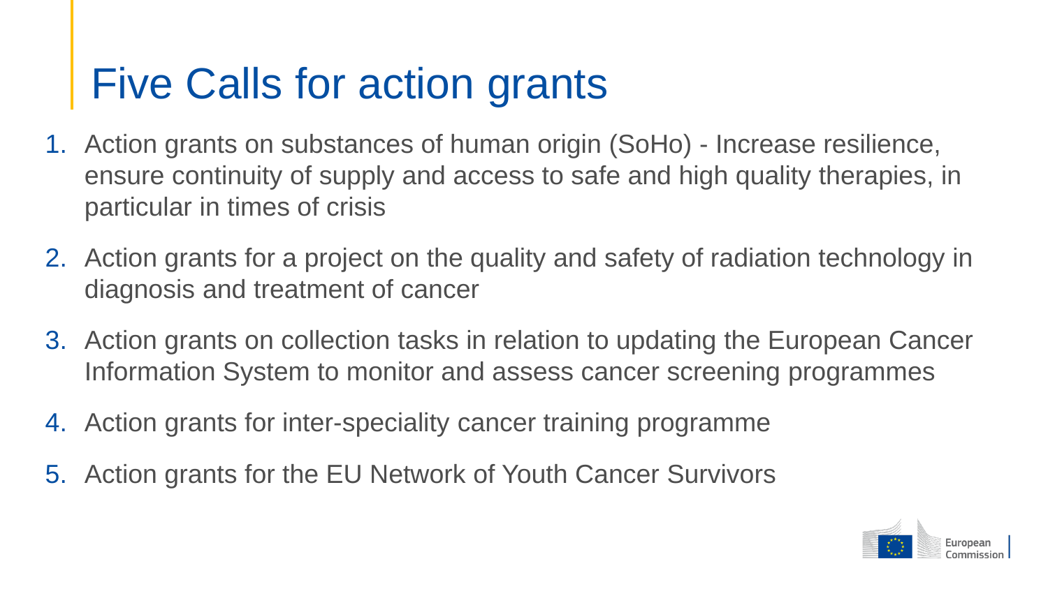# Five Calls for action grants

1. Action grants on substances of human origin (SoHo) - Increase resilience, ensure continuity of supply and access to safe and high quality therapies, in particular in times of crisis
2. Action grants for a project on the quality and safety of radiation technology in diagnosis and treatment of cancer
3. Action grants on collection tasks in relation to updating the European Cancer Information System to monitor and assess cancer screening programmes
4. Action grants for inter-speciality cancer training programme
5. Action grants for the EU Network of Youth Cancer Survivors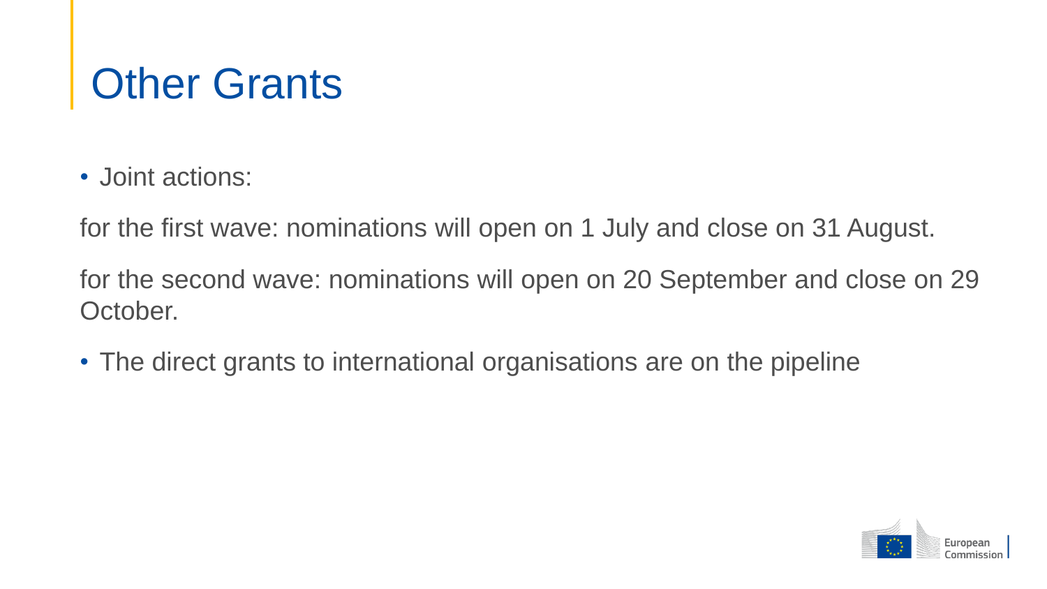# Other Grants

- Joint actions:

for the first wave: nominations will open on 1 July and close on 31 August.

for the second wave: nominations will open on 20 September and close on 29 October.

- The direct grants to international organisations are on the pipeline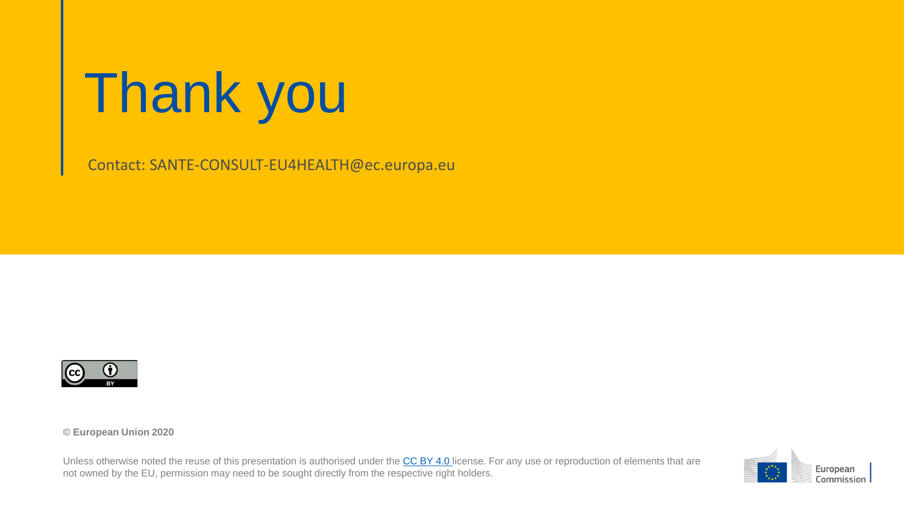# Thank you

Contact: SANTE-CONSULT-EU4HEALTH@ec.europa.eu

**© European Union 2020**

Unless otherwise noted the reuse of this presentation is authorised under the CC BY 4.0 license. For any use or reproduction of elements that are not owned by the EU, permission may need to be sought directly from the respective right holders.